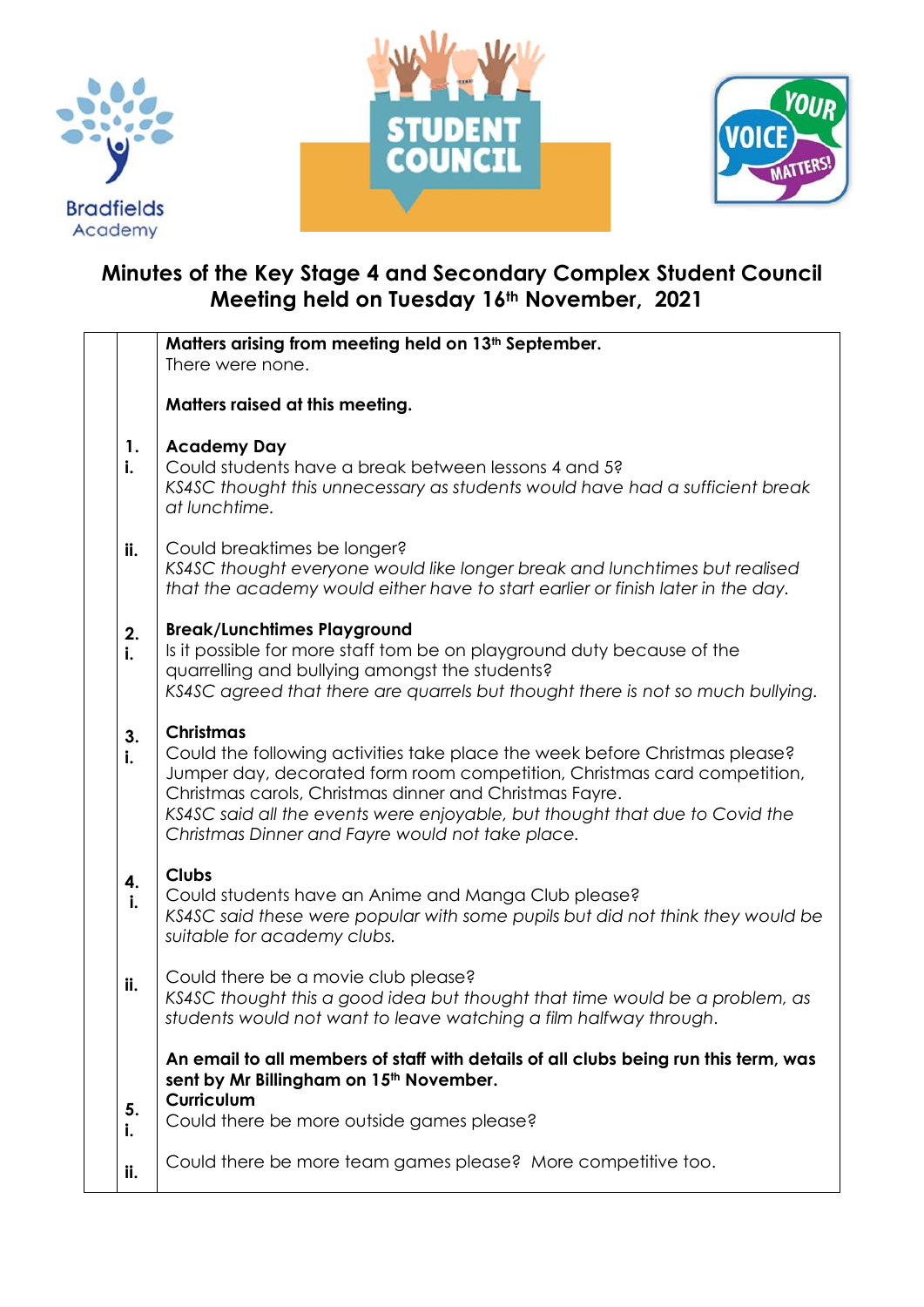# Minutes of the Key Stage 4 and Secondary Complex Student Council Meeting held on Tuesday 16th November, 2021

**Matters arising from meeting held on 13th September.**
There were none.

**Matters raised at this meeting.**

**1. Academy Day**

i. Could students have a break between lessons 4 and 5?
*KS4SC thought this unnecessary as students would have had a sufficient break at lunchtime.*

ii. Could breaktimes be longer?
*KS4SC thought everyone would like longer break and lunchtimes but realised that the academy would either have to start earlier or finish later in the day.*

**2. Break/Lunchtimes Playground**

i. Is it possible for more staff tom be on playground duty because of the quarrelling and bullying amongst the students?
*KS4SC agreed that there are quarrels but thought there is not so much bullying.*

**3. Christmas**

i. Could the following activities take place the week before Christmas please? Jumper day, decorated form room competition, Christmas card competition, Christmas carols, Christmas dinner and Christmas Fayre.
*KS4SC said all the events were enjoyable, but thought that due to Covid the Christmas Dinner and Fayre would not take place.*

**4. Clubs**

i. Could students have an Anime and Manga Club please?
*KS4SC said these were popular with some pupils but did not think they would be suitable for academy clubs.*

ii. Could there be a movie club please?
*KS4SC thought this a good idea but thought that time would be a problem, as students would not want to leave watching a film halfway through.*

**An email to all members of staff with details of all clubs being run this term, was sent by Mr Billingham on 15th November.**

**5. Curriculum**

i. Could there be more outside games please?

ii. Could there be more team games please? More competitive too.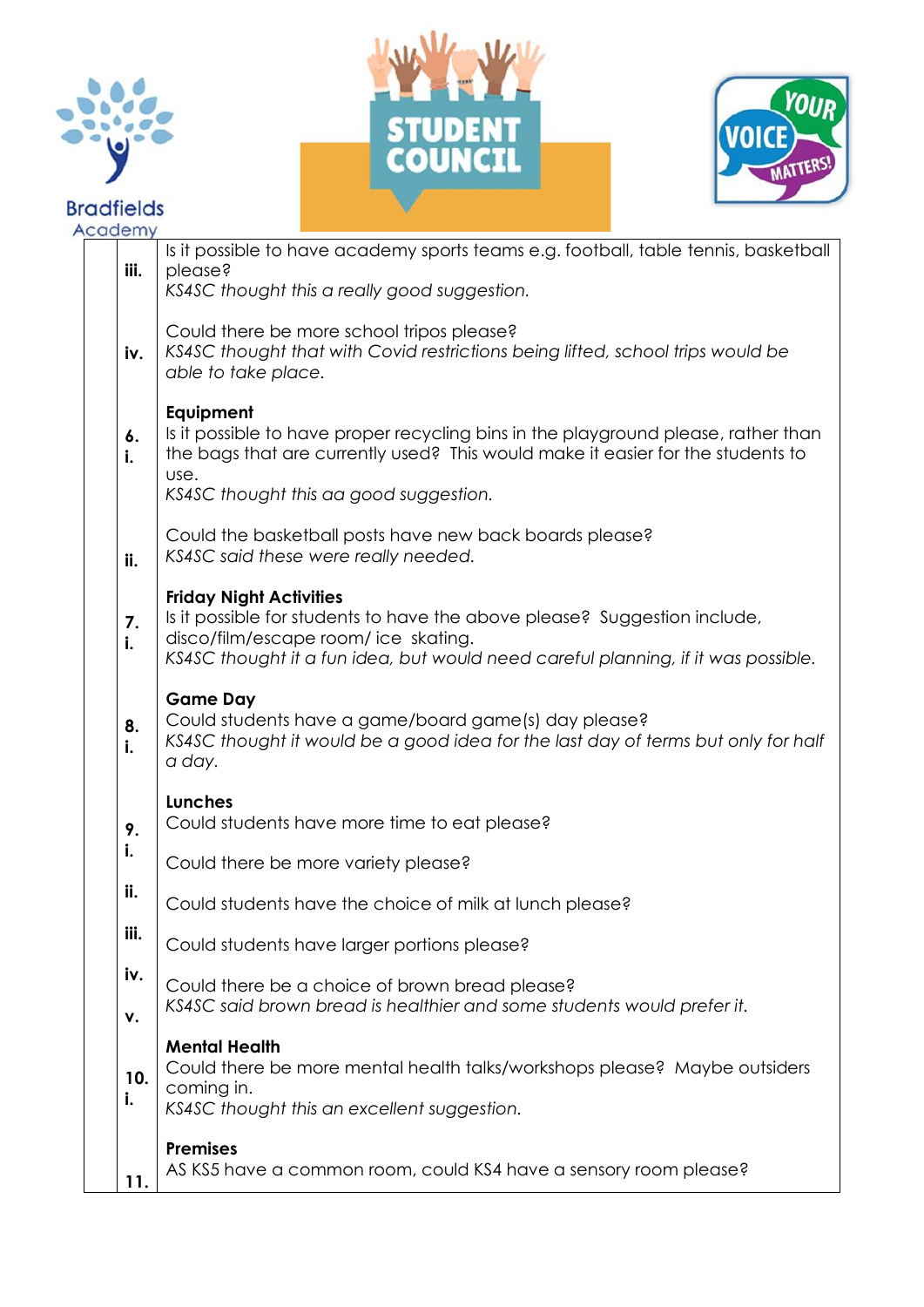| | | |
|---|---|---|
| | iii. | Is it possible to have academy sports teams e.g. football, table tennis, basketball please?<br>*KS4SC thought this a really good suggestion.* |
| | iv. | Could there be more school tripos please?<br>*KS4SC thought that with Covid restrictions being lifted, school trips would be able to take place.* |
| | 6.<br>i. | **Equipment**<br>Is it possible to have proper recycling bins in the playground please, rather than the bags that are currently used? This would make it easier for the students to use.<br>*KS4SC thought this aa good suggestion.* |
| | ii. | Could the basketball posts have new back boards please?<br>*KS4SC said these were really needed.* |
| | 7.<br>i. | **Friday Night Activities**<br>Is it possible for students to have the above please? Suggestion include, disco/film/escape room/ ice skating.<br>*KS4SC thought it a fun idea, but would need careful planning, if it was possible.* |
| | 8.<br>i. | **Game Day**<br>Could students have a game/board game(s) day please?<br>*KS4SC thought it would be a good idea for the last day of terms but only for half a day.* |
| | 9.<br>i. | **Lunches**<br>Could students have more time to eat please? |
| | ii. | Could there be more variety please? |
| | iii. | Could students have the choice of milk at lunch please? |
| | iv. | Could students have larger portions please? |
| | v. | Could there be a choice of brown bread please?<br>*KS4SC said brown bread is healthier and some students would prefer it.* |
| | 10.<br>i. | **Mental Health**<br>Could there be more mental health talks/workshops please? Maybe outsiders coming in.<br>*KS4SC thought this an excellent suggestion.* |
| | 11. | **Premises**<br>AS KS5 have a common room, could KS4 have a sensory room please? |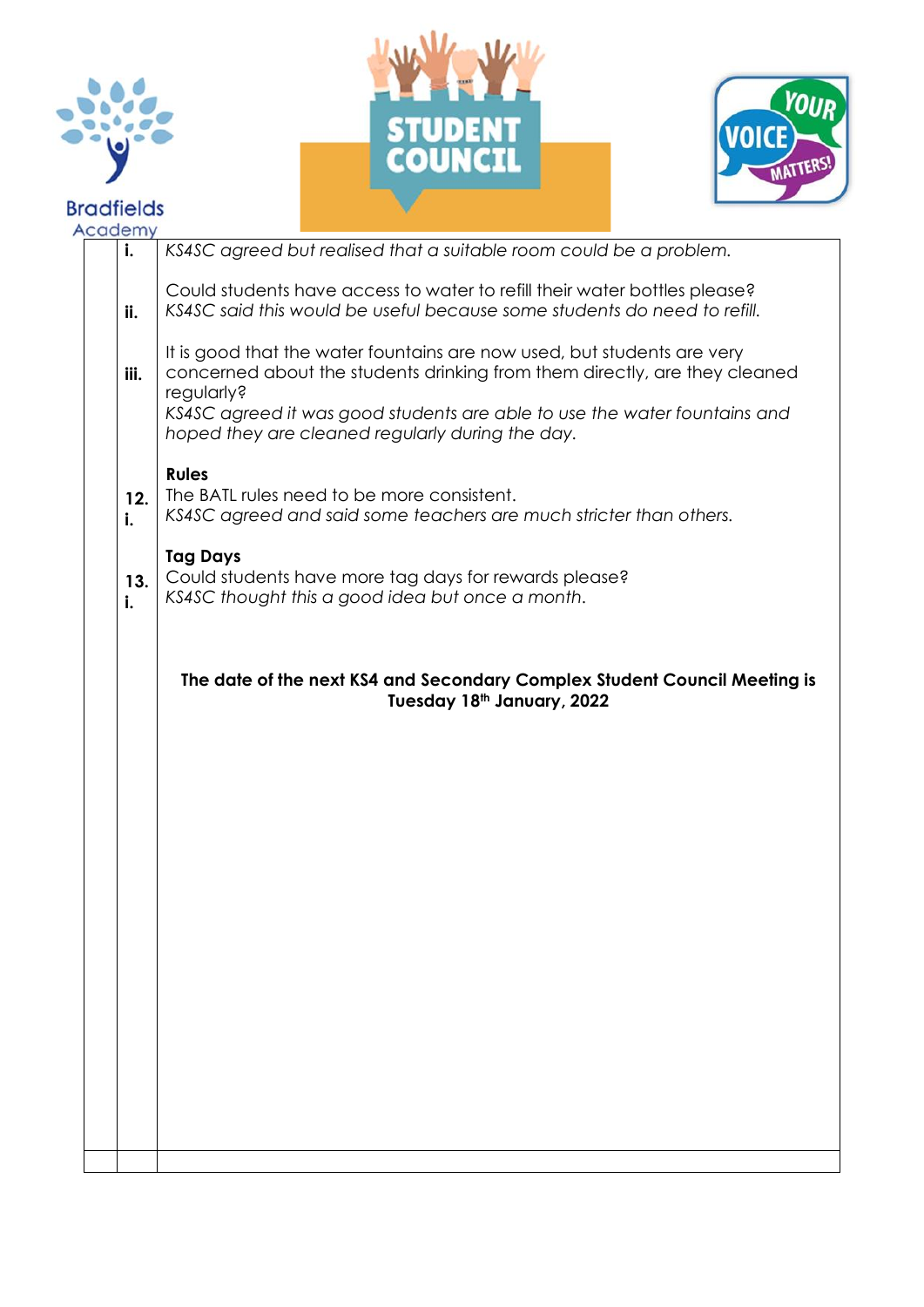| | | |
|---|---|---|
| | i. | *KS4SC agreed but realised that a suitable room could be a problem.* |
| | ii. | Could students have access to water to refill their water bottles please?<br>*KS4SC said this would be useful because some students do need to refill.* |
| | iii. | It is good that the water fountains are now used, but students are very concerned about the students drinking from them directly, are they cleaned regularly?<br>*KS4SC agreed it was good students are able to use the water fountains and hoped they are cleaned regularly during the day.* |
| | 12.<br>i. | **Rules**<br>The BATL rules need to be more consistent.<br>*KS4SC agreed and said some teachers are much stricter than others.* |
| | 13.<br>i. | **Tag Days**<br>Could students have more tag days for rewards please?<br>*KS4SC thought this a good idea but once a month.* |
| | | **The date of the next KS4 and Secondary Complex Student Council Meeting is Tuesday 18th January, 2022** |
| | | |